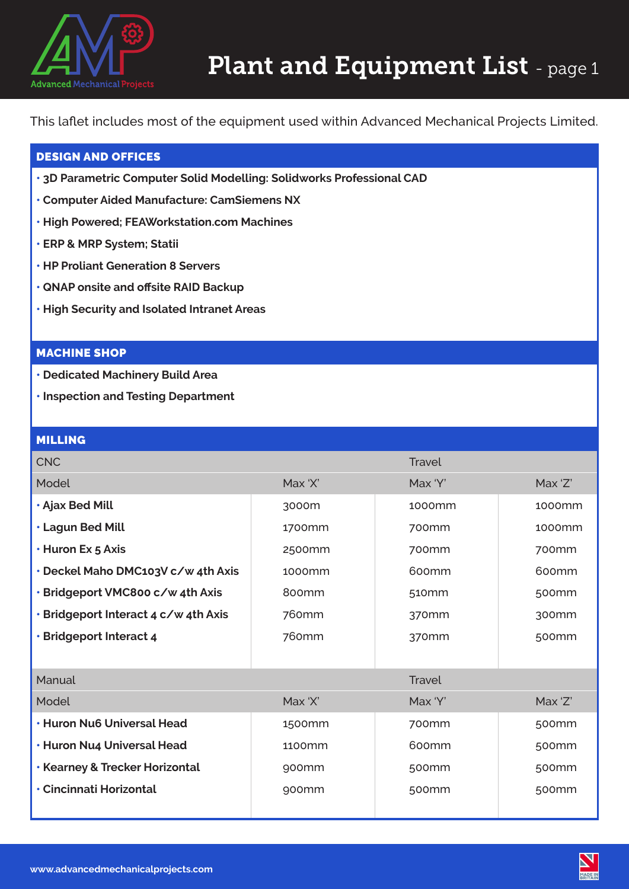# Plant and Equipment List - page 1

This laflet includes most of the equipment used within Advanced Mechanical Projects Limited.

## DESIGN AND OFFICES

- **3D Parametric Computer Solid Modelling: Solidworks Professional CAD**
- **Computer Aided Manufacture: CamSiemens NX**
- **High Powered; FEAWorkstation.com Machines**
- **ERP & MRP System; Statii**
- **HP Proliant Generation 8 Servers**
- **QNAP onsite and offsite RAID Backup**
- **High Security and Isolated Intranet Areas**

## MACHINE SHOP

- **Dedicated Machinery Build Area**
- **Inspection and Testing Department**

## MILLING

| CNC | | Travel | |
|---|---|---|---|
| Model | Max 'X' | Max 'Y' | Max 'Z' |
| **Ajax Bed Mill** | 3000m | 1000mm | 1000mm |
| **Lagun Bed Mill** | 1700mm | 700mm | 1000mm |
| **Huron Ex 5 Axis** | 2500mm | 700mm | 700mm |
| **Deckel Maho DMC103V c/w 4th Axis** | 1000mm | 600mm | 600mm |
| **Bridgeport VMC800 c/w 4th Axis** | 800mm | 510mm | 500mm |
| **Bridgeport Interact 4 c/w 4th Axis** | 760mm | 370mm | 300mm |
| **Bridgeport Interact 4** | 760mm | 370mm | 500mm |

| Manual | | Travel | |
|---|---|---|---|
| Model | Max 'X' | Max 'Y' | Max 'Z' |
| **Huron Nu6 Universal Head** | 1500mm | 700mm | 500mm |
| **Huron Nu4 Universal Head** | 1100mm | 600mm | 500mm |
| **Kearney & Trecker Horizontal** | 900mm | 500mm | 500mm |
| **Cincinnati Horizontal** | 900mm | 500mm | 500mm |

www.advancedmechanicalprojects.com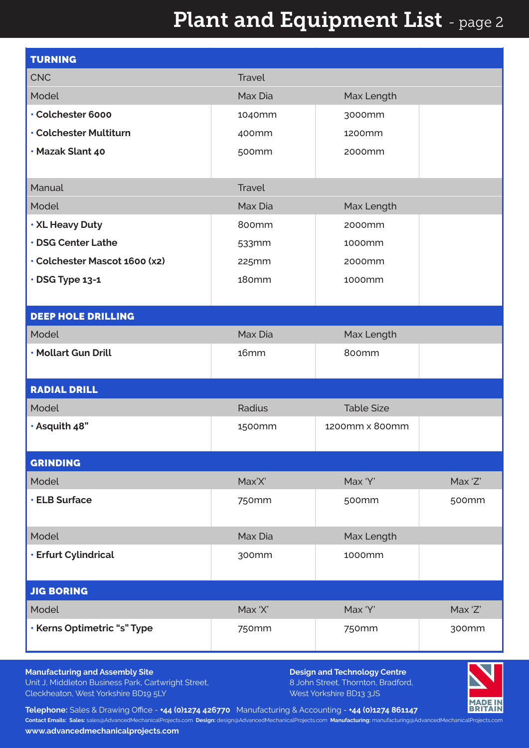# Plant and Equipment List - page 2

## TURNING

| CNC | Travel | | |
|---|---|---|---|
| Model | Max Dia | Max Length | |
| • **Colchester 6000** | 1040mm | 3000mm | |
| • **Colchester Multiturn** | 400mm | 1200mm | |
| • **Mazak Slant 40** | 500mm | 2000mm | |

| Manual | Travel | | |
|---|---|---|---|
| Model | Max Dia | Max Length | |
| • **XL Heavy Duty** | 800mm | 2000mm | |
| • **DSG Center Lathe** | 533mm | 1000mm | |
| • **Colchester Mascot 1600 (x2)** | 225mm | 2000mm | |
| • **DSG Type 13-1** | 180mm | 1000mm | |

## DEEP HOLE DRILLING

| Model | Max Dia | Max Length | |
|---|---|---|---|
| • **Mollart Gun Drill** | 16mm | 800mm | |

## RADIAL DRILL

| Model | Radius | Table Size | |
|---|---|---|---|
| • **Asquith 48"** | 1500mm | 1200mm x 800mm | |

## GRINDING

| Model | Max'X' | Max 'Y' | Max 'Z' |
|---|---|---|---|
| • **ELB Surface** | 750mm | 500mm | 500mm |

| Model | Max Dia | Max Length | |
|---|---|---|---|
| • **Erfurt Cylindrical** | 300mm | 1000mm | |

## JIG BORING

| Model | Max 'X' | Max 'Y' | Max 'Z' |
|---|---|---|---|
| • **Kerns Optimetric "s" Type** | 750mm | 750mm | 300mm |

**Manufacturing and Assembly Site**
Unit J, Middleton Business Park, Cartwright Street,
Cleckheaton, West Yorkshire BD19 5LY

**Design and Technology Centre**
8 John Street, Thornton, Bradford,
West Yorkshire BD13 3JS

MADE IN BRITAIN

**Telephone:** Sales & Drawing Office - **+44 (0)1274 426770** Manufacturing & Accounting - **+44 (0)1274 861147**

**Contact Emails:** **Sales:** sales@AdvancedMechanicalProjects.com **Design:** design@AdvancedMechanicalProjects.com **Manufacturing:** manufacturing@AdvancedMechanicalProjects.com

**www.advancedmechanicalprojects.com**